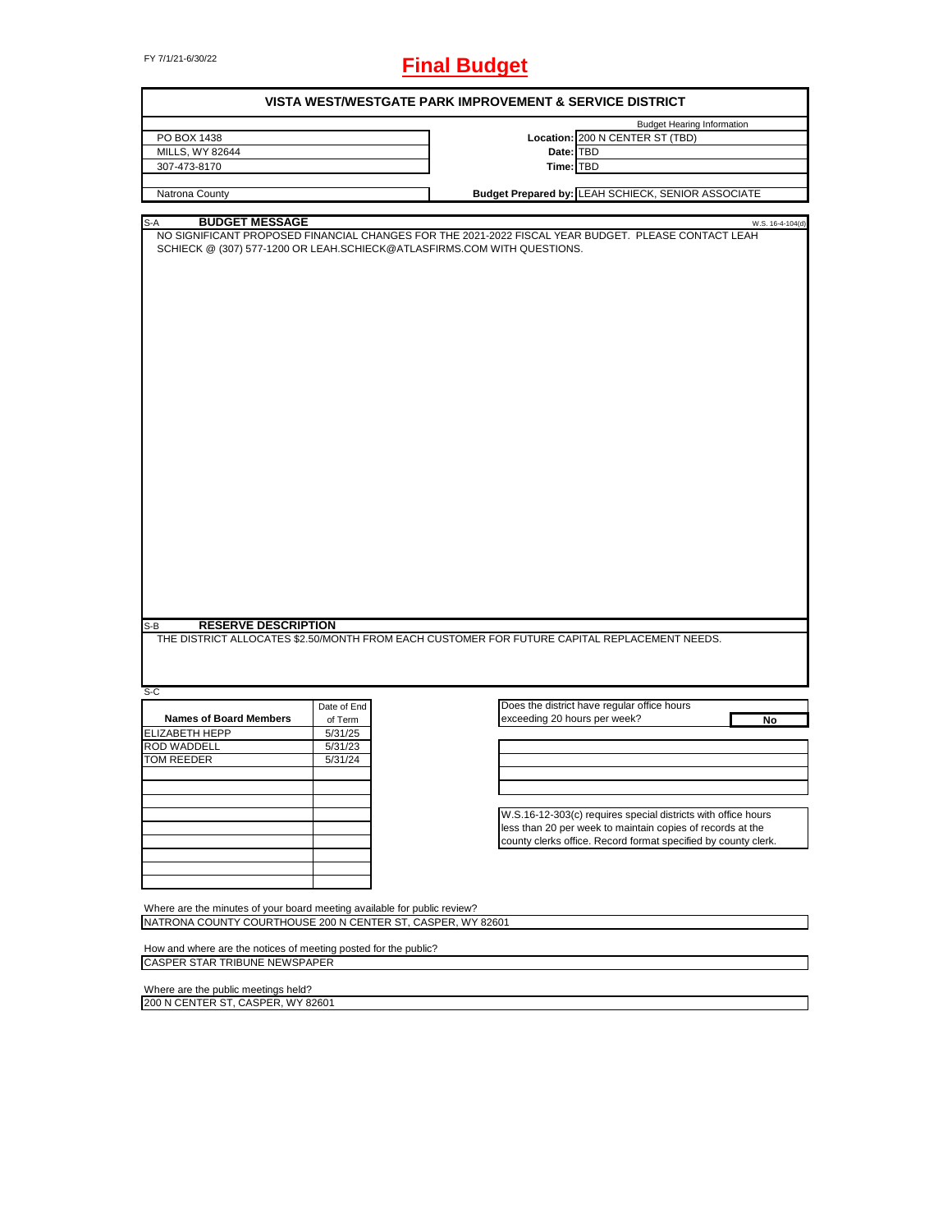FY 7/1/21-6/30/22

# Final Budget

## VISTA WEST/WESTGATE PARK IMPROVEMENT & SERVICE DISTRICT

| | | |
|---|---|---|
| PO BOX 1438 | | Budget Hearing Information |
| MILLS, WY 82644 | **Location:** | 200 N CENTER ST (TBD) |
| 307-473-8170 | **Date:** | TBD |
| | **Time:** | TBD |
| Natrona County | **Budget Prepared by:** | LEAH SCHIECK, SENIOR ASSOCIATE |

### S-A BUDGET MESSAGE

W.S. 16-4-104(d)

NO SIGNIFICANT PROPOSED FINANCIAL CHANGES FOR THE 2021-2022 FISCAL YEAR BUDGET. PLEASE CONTACT LEAH SCHIECK @ (307) 577-1200 OR LEAH.SCHIECK@ATLASFIRMS.COM WITH QUESTIONS.

### S-B RESERVE DESCRIPTION

THE DISTRICT ALLOCATES $2.50/MONTH FROM EACH CUSTOMER FOR FUTURE CAPITAL REPLACEMENT NEEDS.

### S-C

| Names of Board Members | Date of End of Term |
|---|---|
| ELIZABETH HEPP | 5/31/25 |
| ROD WADDELL | 5/31/23 |
| TOM REEDER | 5/31/24 |

Does the district have regular office hours exceeding 20 hours per week? **No**

W.S.16-12-303(c) requires special districts with office hours less than 20 per week to maintain copies of records at the county clerks office. Record format specified by county clerk.

Where are the minutes of your board meeting available for public review?
NATRONA COUNTY COURTHOUSE 200 N CENTER ST, CASPER, WY 82601

How and where are the notices of meeting posted for the public?
CASPER STAR TRIBUNE NEWSPAPER

Where are the public meetings held?
200 N CENTER ST, CASPER, WY 82601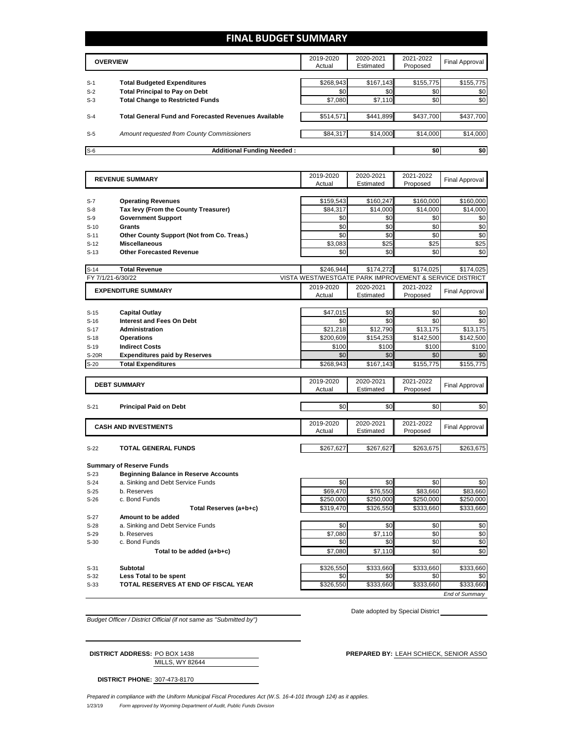# FINAL BUDGET SUMMARY

| | OVERVIEW | 2019-2020 Actual | 2020-2021 Estimated | 2021-2022 Proposed | Final Approval |
|---|---|---|---|---|---|
| S-1 | **Total Budgeted Expenditures** | $268,943 | $167,143 | $155,775 | $155,775 |
| S-2 | **Total Principal to Pay on Debt** | $0 | $0 | $0 | $0 |
| S-3 | **Total Change to Restricted Funds** | $7,080 | $7,110 | $0 | $0 |
| S-4 | **Total General Fund and Forecasted Revenues Available** | $514,571 | $441,899 | $437,700 | $437,700 |
| S-5 | *Amount requested from County Commissioners* | $84,317 | $14,000 | $14,000 | $14,000 |
| S-6 | **Additional Funding Needed :** | | | $0 | $0 |

| | REVENUE SUMMARY | 2019-2020 Actual | 2020-2021 Estimated | 2021-2022 Proposed | Final Approval |
|---|---|---|---|---|---|
| S-7 | **Operating Revenues** | $159,543 | $160,247 | $160,000 | $160,000 |
| S-8 | **Tax levy (From the County Treasurer)** | $84,317 | $14,000 | $14,000 | $14,000 |
| S-9 | **Government Support** | $0 | $0 | $0 | $0 |
| S-10 | **Grants** | $0 | $0 | $0 | $0 |
| S-11 | **Other County Support (Not from Co. Treas.)** | $0 | $0 | $0 | $0 |
| S-12 | **Miscellaneous** | $3,083 | $25 | $25 | $25 |
| S-13 | **Other Forecasted Revenue** | $0 | $0 | $0 | $0 |
| S-14 | **Total Revenue** | $246,944 | $174,272 | $174,025 | $174,025 |

FY 7/1/21-6/30/22 — VISTA WEST/WESTGATE PARK IMPROVEMENT & SERVICE DISTRICT

| | EXPENDITURE SUMMARY | 2019-2020 Actual | 2020-2021 Estimated | 2021-2022 Proposed | Final Approval |
|---|---|---|---|---|---|
| S-15 | **Capital Outlay** | $47,015 | $0 | $0 | $0 |
| S-16 | **Interest and Fees On Debt** | $0 | $0 | $0 | $0 |
| S-17 | **Administration** | $21,218 | $12,790 | $13,175 | $13,175 |
| S-18 | **Operations** | $200,609 | $154,253 | $142,500 | $142,500 |
| S-19 | **Indirect Costs** | $100 | $100 | $100 | $100 |
| S-20R | **Expenditures paid by Reserves** | $0 | $0 | $0 | $0 |
| S-20 | **Total Expenditures** | $268,943 | $167,143 | $155,775 | $155,775 |

| | DEBT SUMMARY | 2019-2020 Actual | 2020-2021 Estimated | 2021-2022 Proposed | Final Approval |
|---|---|---|---|---|---|
| S-21 | **Principal Paid on Debt** | $0 | $0 | $0 | $0 |

| | CASH AND INVESTMENTS | 2019-2020 Actual | 2020-2021 Estimated | 2021-2022 Proposed | Final Approval |
|---|---|---|---|---|---|
| S-22 | **TOTAL GENERAL FUNDS** | $267,627 | $267,627 | $263,675 | $263,675 |

**Summary of Reserve Funds**

| | | 2019-2020 Actual | 2020-2021 Estimated | 2021-2022 Proposed | Final Approval |
|---|---|---|---|---|---|
| S-23 | **Beginning Balance in Reserve Accounts** | | | | |
| S-24 | a. Sinking and Debt Service Funds | $0 | $0 | $0 | $0 |
| S-25 | b. Reserves | $69,470 | $76,550 | $83,660 | $83,660 |
| S-26 | c. Bond Funds | $250,000 | $250,000 | $250,000 | $250,000 |
| | **Total Reserves (a+b+c)** | $319,470 | $326,550 | $333,660 | $333,660 |
| S-27 | **Amount to be added** | | | | |
| S-28 | a. Sinking and Debt Service Funds | $0 | $0 | $0 | $0 |
| S-29 | b. Reserves | $7,080 | $7,110 | $0 | $0 |
| S-30 | c. Bond Funds | $0 | $0 | $0 | $0 |
| | **Total to be added (a+b+c)** | $7,080 | $7,110 | $0 | $0 |
| S-31 | **Subtotal** | $326,550 | $333,660 | $333,660 | $333,660 |
| S-32 | **Less Total to be spent** | $0 | $0 | $0 | $0 |
| S-33 | **TOTAL RESERVES AT END OF FISCAL YEAR** | $326,550 | $333,660 | $333,660 | $333,660 |

*End of Summary*

*Budget Officer / District Official (if not same as "Submitted by")*

Date adopted by Special District

**DISTRICT ADDRESS:** PO BOX 1438
MILLS, WY 82644

**PREPARED BY:** LEAH SCHIECK, SENIOR ASSO

**DISTRICT PHONE:** 307-473-8170

*Prepared in compliance with the Uniform Municipal Fiscal Procedures Act (W.S. 16-4-101 through 124) as it applies.*

1/23/19 *Form approved by Wyoming Department of Audit, Public Funds Division*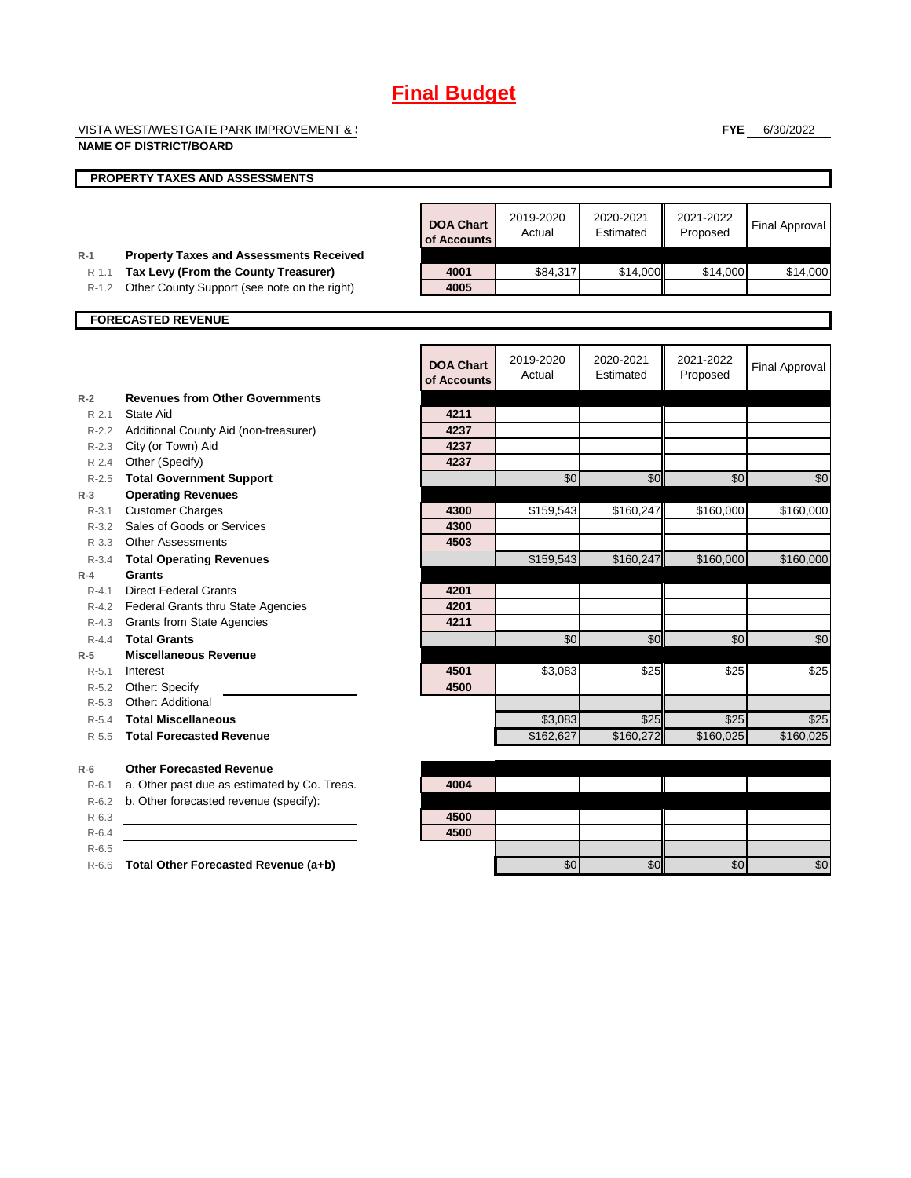# Final Budget

VISTA WEST/WESTGATE PARK IMPROVEMENT & !

**NAME OF DISTRICT/BOARD**

**FYE** 6/30/2022

**PROPERTY TAXES AND ASSESSMENTS**

| | | DOA Chart of Accounts | 2019-2020 Actual | 2020-2021 Estimated | 2021-2022 Proposed | Final Approval |
|---|---|---|---|---|---|---|
| R-1 | **Property Taxes and Assessments Received** | | | | | |
| R-1.1 | **Tax Levy (From the County Treasurer)** | 4001 | $84,317 | $14,000 | $14,000 | $14,000 |
| R-1.2 | Other County Support (see note on the right) | 4005 | | | | |

**FORECASTED REVENUE**

| | | DOA Chart of Accounts | 2019-2020 Actual | 2020-2021 Estimated | 2021-2022 Proposed | Final Approval |
|---|---|---|---|---|---|---|
| R-2 | **Revenues from Other Governments** | | | | | |
| R-2.1 | State Aid | 4211 | | | | |
| R-2.2 | Additional County Aid (non-treasurer) | 4237 | | | | |
| R-2.3 | City (or Town) Aid | 4237 | | | | |
| R-2.4 | Other (Specify) | 4237 | | | | |
| R-2.5 | **Total Government Support** | | $0 | $0 | $0 | $0 |
| R-3 | **Operating Revenues** | | | | | |
| R-3.1 | Customer Charges | 4300 | $159,543 | $160,247 | $160,000 | $160,000 |
| R-3.2 | Sales of Goods or Services | 4300 | | | | |
| R-3.3 | Other Assessments | 4503 | | | | |
| R-3.4 | **Total Operating Revenues** | | $159,543 | $160,247 | $160,000 | $160,000 |
| R-4 | **Grants** | | | | | |
| R-4.1 | Direct Federal Grants | 4201 | | | | |
| R-4.2 | Federal Grants thru State Agencies | 4201 | | | | |
| R-4.3 | Grants from State Agencies | 4211 | | | | |
| R-4.4 | **Total Grants** | | $0 | $0 | $0 | $0 |
| R-5 | **Miscellaneous Revenue** | | | | | |
| R-5.1 | Interest | 4501 | $3,083 | $25 | $25 | $25 |
| R-5.2 | Other: Specify | 4500 | | | | |
| R-5.3 | Other: Additional | | | | | |
| R-5.4 | **Total Miscellaneous** | | $3,083 | $25 | $25 | $25 |
| R-5.5 | **Total Forecasted Revenue** | | $162,627 | $160,272 | $160,025 | $160,025 |
| R-6 | **Other Forecasted Revenue** | | | | | |
| R-6.1 | a. Other past due as estimated by Co. Treas. | 4004 | | | | |
| R-6.2 | b. Other forecasted revenue (specify): | | | | | |
| R-6.3 | | 4500 | | | | |
| R-6.4 | | 4500 | | | | |
| R-6.5 | | | | | | |
| R-6.6 | **Total Other Forecasted Revenue (a+b)** | | $0 | $0 | $0 | $0 |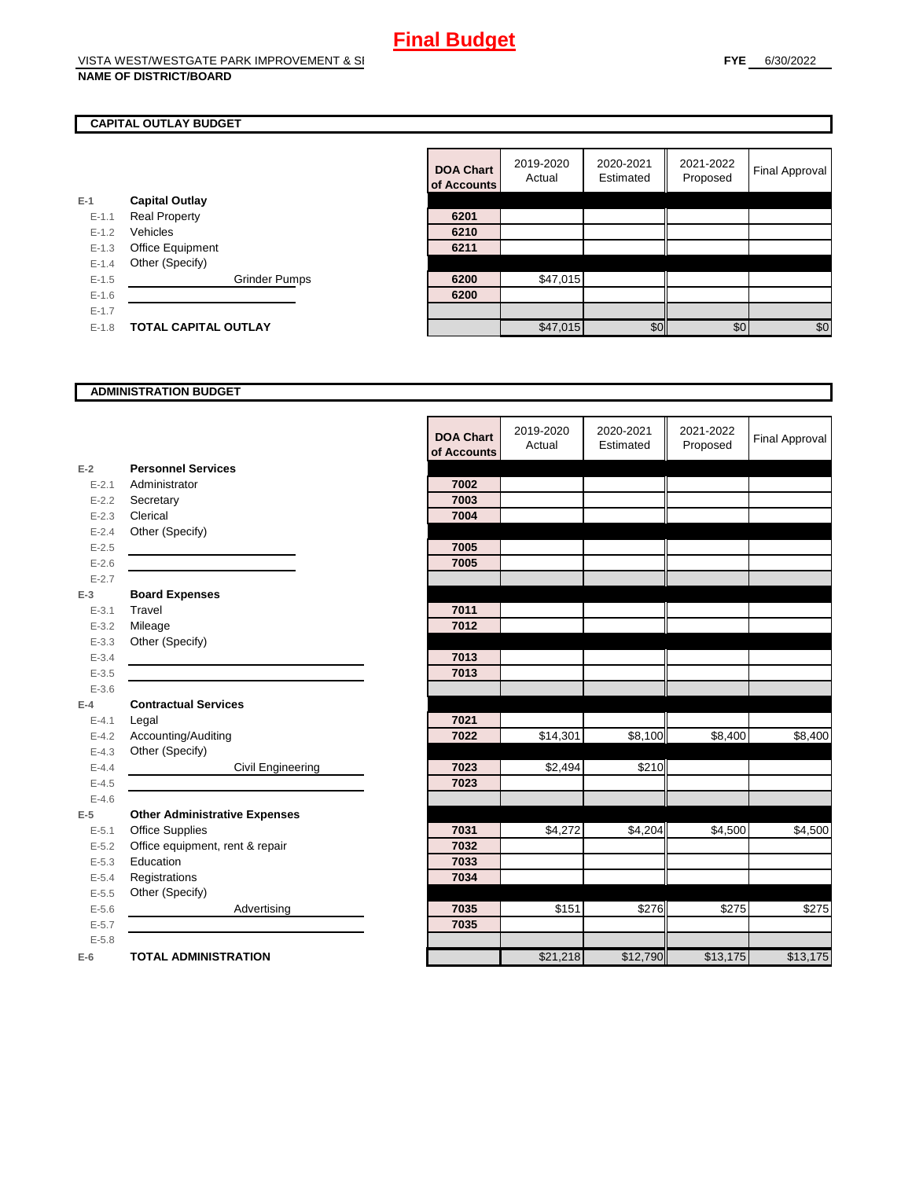# Final Budget

VISTA WEST/WESTGATE PARK IMPROVEMENT & SI
**NAME OF DISTRICT/BOARD**

**FYE** 6/30/2022

## CAPITAL OUTLAY BUDGET

| | | DOA Chart of Accounts | 2019-2020 Actual | 2020-2021 Estimated | 2021-2022 Proposed | Final Approval |
|---|---|---|---|---|---|---|
| E-1 | **Capital Outlay** | | | | | |
| E-1.1 | Real Property | 6201 | | | | |
| E-1.2 | Vehicles | 6210 | | | | |
| E-1.3 | Office Equipment | 6211 | | | | |
| E-1.4 | Other (Specify) | | | | | |
| E-1.5 | Grinder Pumps | 6200 | $47,015 | | | |
| E-1.6 | | 6200 | | | | |
| E-1.7 | | | | | | |
| E-1.8 | **TOTAL CAPITAL OUTLAY** | | $47,015 | $0 | $0 | $0 |

## ADMINISTRATION BUDGET

| | | DOA Chart of Accounts | 2019-2020 Actual | 2020-2021 Estimated | 2021-2022 Proposed | Final Approval |
|---|---|---|---|---|---|---|
| E-2 | **Personnel Services** | | | | | |
| E-2.1 | Administrator | 7002 | | | | |
| E-2.2 | Secretary | 7003 | | | | |
| E-2.3 | Clerical | 7004 | | | | |
| E-2.4 | Other (Specify) | | | | | |
| E-2.5 | | 7005 | | | | |
| E-2.6 | | 7005 | | | | |
| E-2.7 | | | | | | |
| E-3 | **Board Expenses** | | | | | |
| E-3.1 | Travel | 7011 | | | | |
| E-3.2 | Mileage | 7012 | | | | |
| E-3.3 | Other (Specify) | | | | | |
| E-3.4 | | 7013 | | | | |
| E-3.5 | | 7013 | | | | |
| E-3.6 | | | | | | |
| E-4 | **Contractual Services** | | | | | |
| E-4.1 | Legal | 7021 | | | | |
| E-4.2 | Accounting/Auditing | 7022 | $14,301 | $8,100 | $8,400 | $8,400 |
| E-4.3 | Other (Specify) | | | | | |
| E-4.4 | Civil Engineering | 7023 | $2,494 | $210 | | |
| E-4.5 | | 7023 | | | | |
| E-4.6 | | | | | | |
| E-5 | **Other Administrative Expenses** | | | | | |
| E-5.1 | Office Supplies | 7031 | $4,272 | $4,204 | $4,500 | $4,500 |
| E-5.2 | Office equipment, rent & repair | 7032 | | | | |
| E-5.3 | Education | 7033 | | | | |
| E-5.4 | Registrations | 7034 | | | | |
| E-5.5 | Other (Specify) | | | | | |
| E-5.6 | Advertising | 7035 | $151 | $276 | $275 | $275 |
| E-5.7 | | 7035 | | | | |
| E-5.8 | | | | | | |
| E-6 | **TOTAL ADMINISTRATION** | | $21,218 | $12,790 | $13,175 | $13,175 |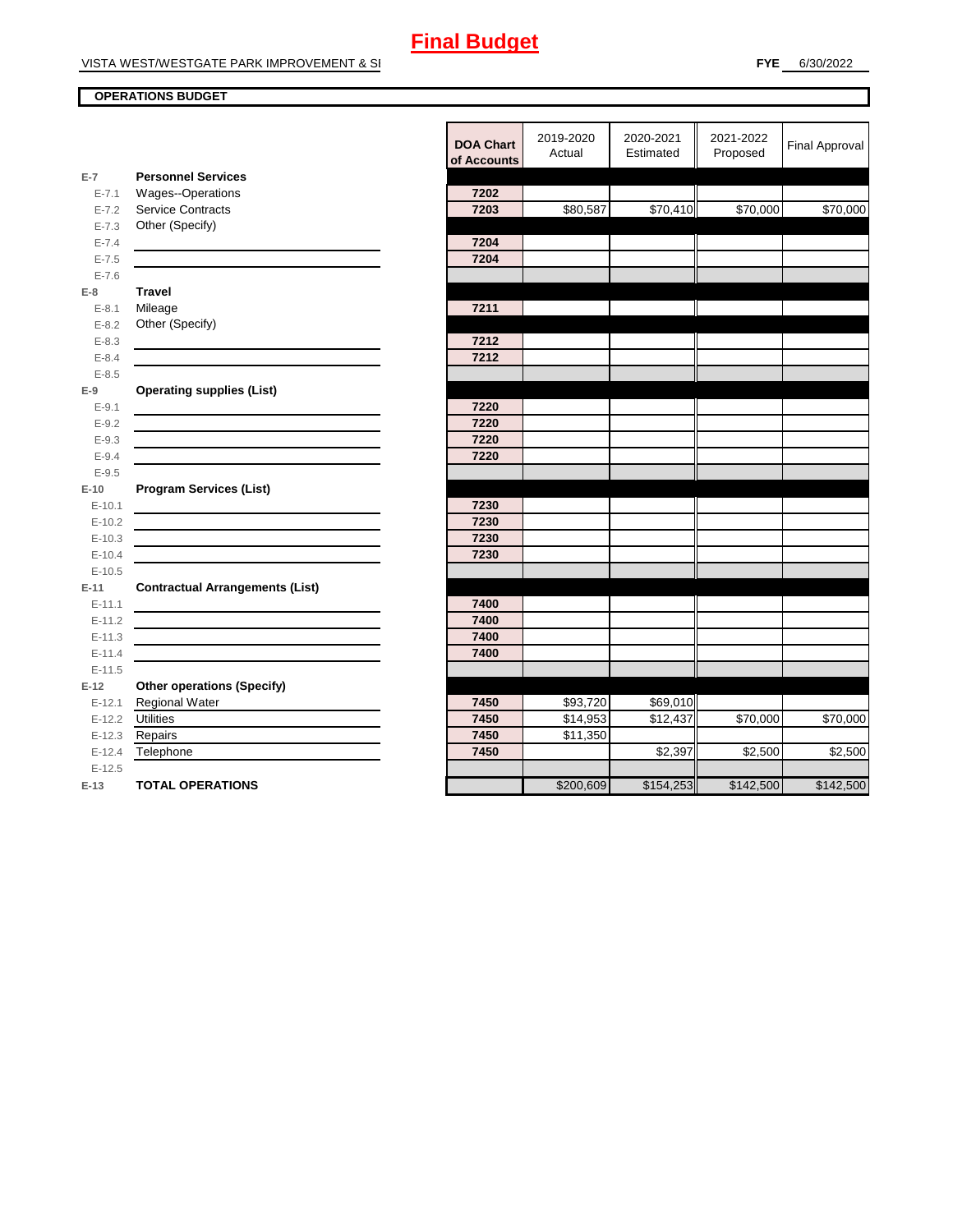# Final Budget

VISTA WEST/WESTGATE PARK IMPROVEMENT & SI

**FYE** 6/30/2022

**OPERATIONS BUDGET**

| | | DOA Chart of Accounts | 2019-2020 Actual | 2020-2021 Estimated | 2021-2022 Proposed | Final Approval |
|---|---|---|---|---|---|---|
| **E-7** | **Personnel Services** | | | | | |
| E-7.1 | Wages--Operations | 7202 | | | | |
| E-7.2 | Service Contracts | 7203 | $80,587 | $70,410 | $70,000 | $70,000 |
| E-7.3 | Other (Specify) | | | | | |
| E-7.4 | | 7204 | | | | |
| E-7.5 | | 7204 | | | | |
| E-7.6 | | | | | | |
| **E-8** | **Travel** | | | | | |
| E-8.1 | Mileage | 7211 | | | | |
| E-8.2 | Other (Specify) | | | | | |
| E-8.3 | | 7212 | | | | |
| E-8.4 | | 7212 | | | | |
| E-8.5 | | | | | | |
| **E-9** | **Operating supplies (List)** | | | | | |
| E-9.1 | | 7220 | | | | |
| E-9.2 | | 7220 | | | | |
| E-9.3 | | 7220 | | | | |
| E-9.4 | | 7220 | | | | |
| E-9.5 | | | | | | |
| **E-10** | **Program Services (List)** | | | | | |
| E-10.1 | | 7230 | | | | |
| E-10.2 | | 7230 | | | | |
| E-10.3 | | 7230 | | | | |
| E-10.4 | | 7230 | | | | |
| E-10.5 | | | | | | |
| **E-11** | **Contractual Arrangements (List)** | | | | | |
| E-11.1 | | 7400 | | | | |
| E-11.2 | | 7400 | | | | |
| E-11.3 | | 7400 | | | | |
| E-11.4 | | 7400 | | | | |
| E-11.5 | | | | | | |
| **E-12** | **Other operations (Specify)** | | | | | |
| E-12.1 | Regional Water | 7450 | $93,720 | $69,010 | | |
| E-12.2 | Utilities | 7450 | $14,953 | $12,437 | $70,000 | $70,000 |
| E-12.3 | Repairs | 7450 | $11,350 | | | |
| E-12.4 | Telephone | 7450 | | $2,397 | $2,500 | $2,500 |
| E-12.5 | | | | | | |
| **E-13** | **TOTAL OPERATIONS** | | $200,609 | $154,253 | $142,500 | $142,500 |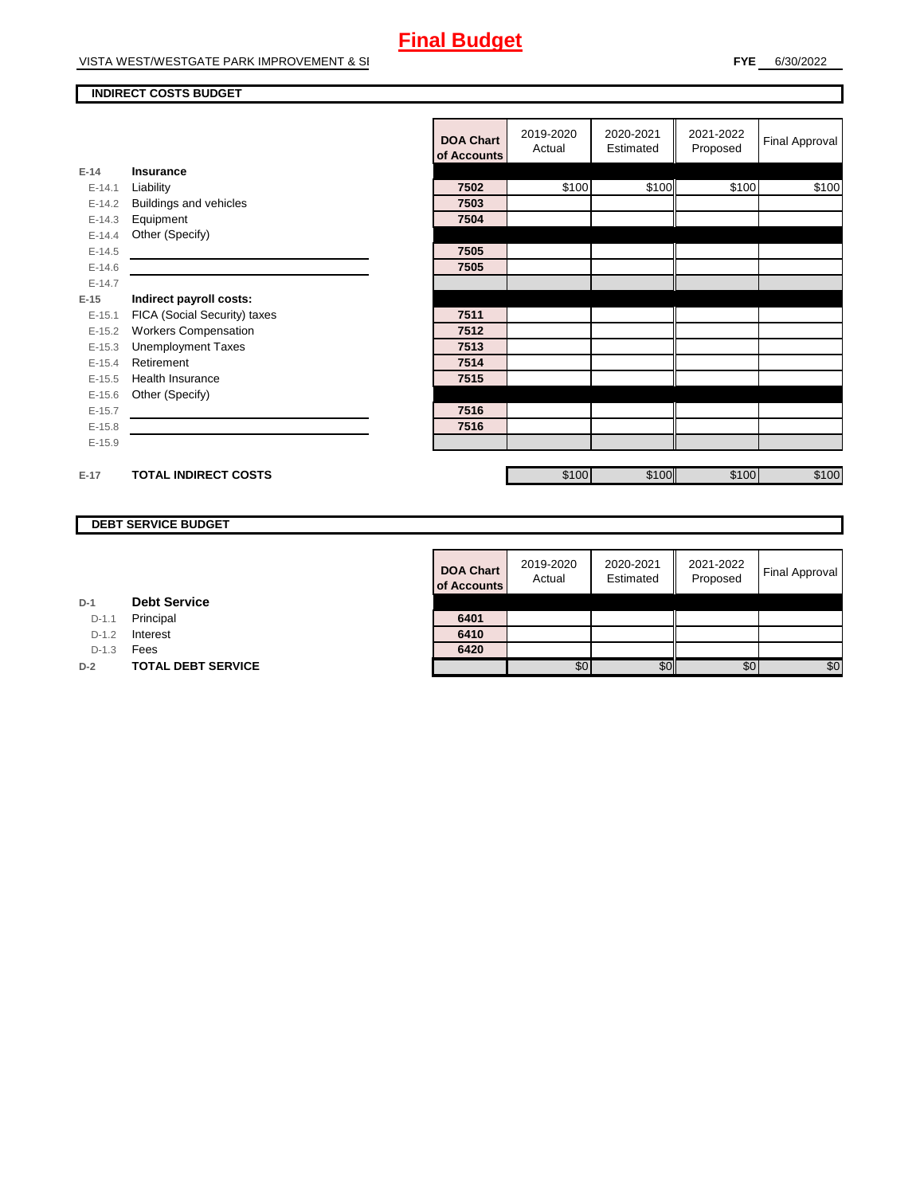# Final Budget

VISTA WEST/WESTGATE PARK IMPROVEMENT & SI

**FYE** 6/30/2022

## INDIRECT COSTS BUDGET

| | | DOA Chart of Accounts | 2019-2020 Actual | 2020-2021 Estimated | 2021-2022 Proposed | Final Approval |
|---|---|---|---|---|---|---|
| E-14 | **Insurance** | | | | | |
| E-14.1 | Liability | 7502 | $100 | $100 | $100 | $100 |
| E-14.2 | Buildings and vehicles | 7503 | | | | |
| E-14.3 | Equipment | 7504 | | | | |
| E-14.4 | Other (Specify) | | | | | |
| E-14.5 | | 7505 | | | | |
| E-14.6 | | 7505 | | | | |
| E-14.7 | | | | | | |
| E-15 | **Indirect payroll costs:** | | | | | |
| E-15.1 | FICA (Social Security) taxes | 7511 | | | | |
| E-15.2 | Workers Compensation | 7512 | | | | |
| E-15.3 | Unemployment Taxes | 7513 | | | | |
| E-15.4 | Retirement | 7514 | | | | |
| E-15.5 | Health Insurance | 7515 | | | | |
| E-15.6 | Other (Specify) | | | | | |
| E-15.7 | | 7516 | | | | |
| E-15.8 | | 7516 | | | | |
| E-15.9 | | | | | | |
| E-17 | **TOTAL INDIRECT COSTS** | | $100 | $100 | $100 | $100 |

## DEBT SERVICE BUDGET

| | | DOA Chart of Accounts | 2019-2020 Actual | 2020-2021 Estimated | 2021-2022 Proposed | Final Approval |
|---|---|---|---|---|---|---|
| D-1 | **Debt Service** | | | | | |
| D-1.1 | Principal | 6401 | | | | |
| D-1.2 | Interest | 6410 | | | | |
| D-1.3 | Fees | 6420 | | | | |
| D-2 | **TOTAL DEBT SERVICE** | | $0 | $0 | $0 | $0 |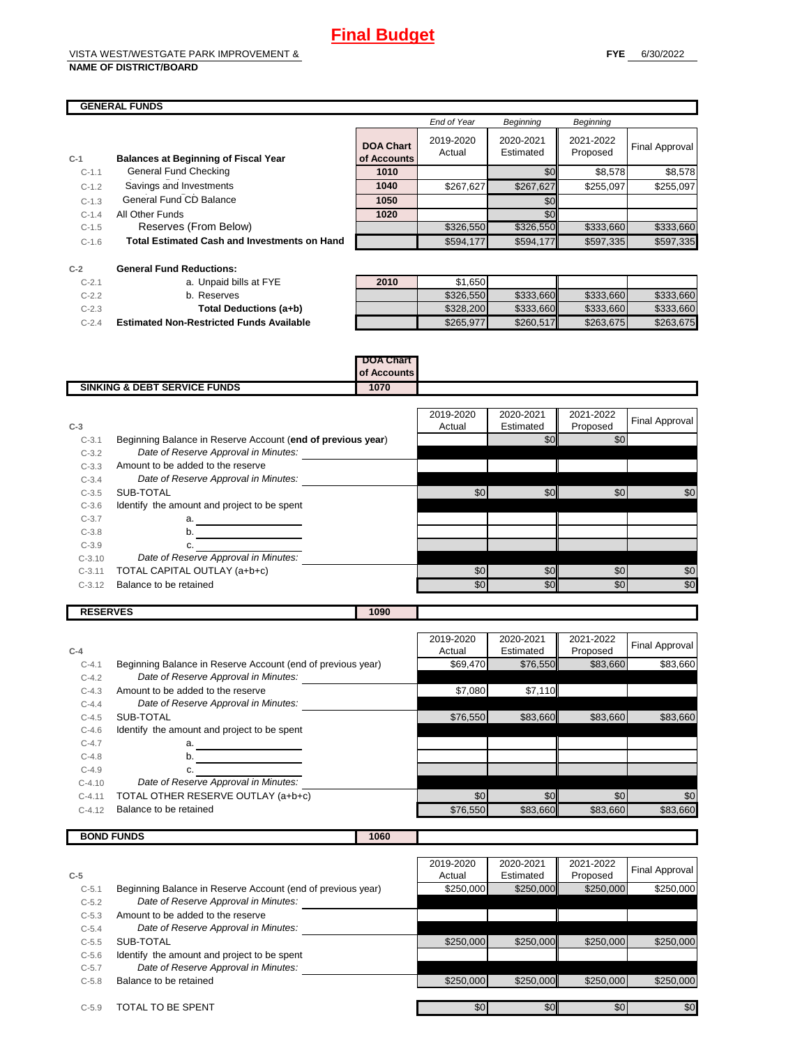# Final Budget

VISTA WEST/WESTGATE PARK IMPROVEMENT &

**NAME OF DISTRICT/BOARD**

**FYE** 6/30/2022

## GENERAL FUNDS

| | | DOA Chart of Accounts | End of Year 2019-2020 Actual | Beginning 2020-2021 Estimated | Beginning 2021-2022 Proposed | Final Approval |
|---|---|---|---|---|---|---|
| C-1 | **Balances at Beginning of Fiscal Year** | | | | | |
| C-1.1 | General Fund Checking | 1010 | | $0 | $8,578 | $8,578 |
| C-1.2 | Savings and Investments | 1040 | $267,627 | $267,627 | $255,097 | $255,097 |
| C-1.3 | General Fund CD Balance | 1050 | | $0 | | |
| C-1.4 | All Other Funds | 1020 | | $0 | | |
| C-1.5 | Reserves (From Below) | | $326,550 | $326,550 | $333,660 | $333,660 |
| C-1.6 | **Total Estimated Cash and Investments on Hand** | | $594,177 | $594,177 | $597,335 | $597,335 |
| C-2 | **General Fund Reductions:** | | | | | |
| C-2.1 | a. Unpaid bills at FYE | 2010 | $1,650 | | | |
| C-2.2 | b. Reserves | | $326,550 | $333,660 | $333,660 | $333,660 |
| C-2.3 | **Total Deductions (a+b)** | | $328,200 | $333,660 | $333,660 | $333,660 |
| C-2.4 | **Estimated Non-Restricted Funds Available** | | $265,977 | $260,517 | $263,675 | $263,675 |

## SINKING & DEBT SERVICE FUNDS — DOA Chart of Accounts 1070

| C-3 | | 2019-2020 Actual | 2020-2021 Estimated | 2021-2022 Proposed | Final Approval |
|---|---|---|---|---|---|
| C-3.1 | Beginning Balance in Reserve Account (**end of previous year**) | | $0 | $0 | |
| C-3.2 | *Date of Reserve Approval in Minutes:* | | | | |
| C-3.3 | Amount to be added to the reserve | | | | |
| C-3.4 | *Date of Reserve Approval in Minutes:* | | | | |
| C-3.5 | SUB-TOTAL | $0 | $0 | $0 | $0 |
| C-3.6 | Identify the amount and project to be spent | | | | |
| C-3.7 | a. | | | | |
| C-3.8 | b. | | | | |
| C-3.9 | c. | | | | |
| C-3.10 | *Date of Reserve Approval in Minutes:* | | | | |
| C-3.11 | TOTAL CAPITAL OUTLAY (a+b+c) | $0 | $0 | $0 | $0 |
| C-3.12 | Balance to be retained | $0 | $0 | $0 | $0 |

## RESERVES — 1090

| C-4 | | 2019-2020 Actual | 2020-2021 Estimated | 2021-2022 Proposed | Final Approval |
|---|---|---|---|---|---|
| C-4.1 | Beginning Balance in Reserve Account (end of previous year) | $69,470 | $76,550 | $83,660 | $83,660 |
| C-4.2 | *Date of Reserve Approval in Minutes:* | | | | |
| C-4.3 | Amount to be added to the reserve | $7,080 | $7,110 | | |
| C-4.4 | *Date of Reserve Approval in Minutes:* | | | | |
| C-4.5 | SUB-TOTAL | $76,550 | $83,660 | $83,660 | $83,660 |
| C-4.6 | Identify the amount and project to be spent | | | | |
| C-4.7 | a. | | | | |
| C-4.8 | b. | | | | |
| C-4.9 | c. | | | | |
| C-4.10 | *Date of Reserve Approval in Minutes:* | | | | |
| C-4.11 | TOTAL OTHER RESERVE OUTLAY (a+b+c) | $0 | $0 | $0 | $0 |
| C-4.12 | Balance to be retained | $76,550 | $83,660 | $83,660 | $83,660 |

## BOND FUNDS — 1060

| C-5 | | 2019-2020 Actual | 2020-2021 Estimated | 2021-2022 Proposed | Final Approval |
|---|---|---|---|---|---|
| C-5.1 | Beginning Balance in Reserve Account (end of previous year) | $250,000 | $250,000 | $250,000 | $250,000 |
| C-5.2 | *Date of Reserve Approval in Minutes:* | | | | |
| C-5.3 | Amount to be added to the reserve | | | | |
| C-5.4 | *Date of Reserve Approval in Minutes:* | | | | |
| C-5.5 | SUB-TOTAL | $250,000 | $250,000 | $250,000 | $250,000 |
| C-5.6 | Identify the amount and project to be spent | | | | |
| C-5.7 | *Date of Reserve Approval in Minutes:* | | | | |
| C-5.8 | Balance to be retained | $250,000 | $250,000 | $250,000 | $250,000 |
| C-5.9 | TOTAL TO BE SPENT | $0 | $0 | $0 | $0 |